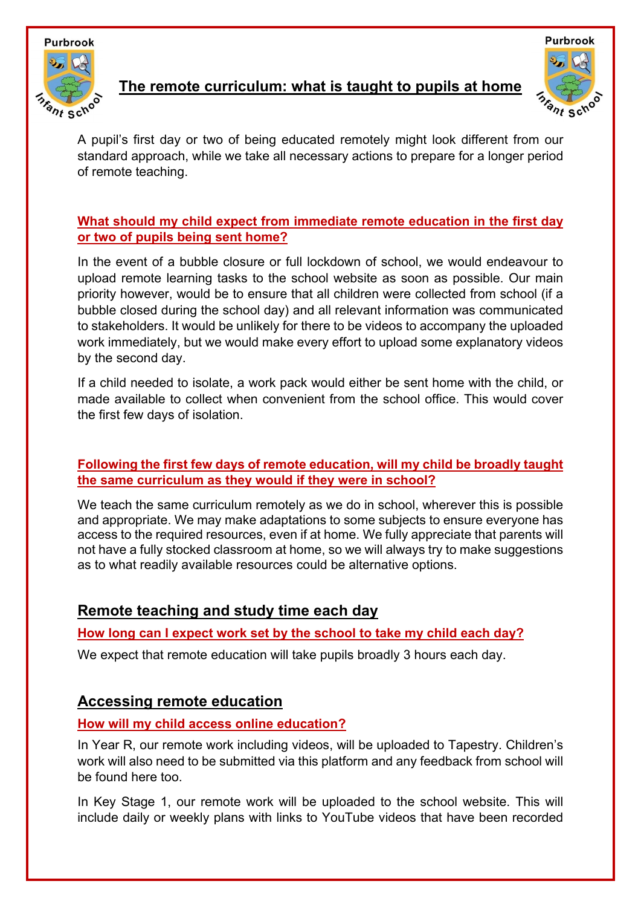# The remote curriculum: what is taught to pupils at home

A pupil's first day or two of being educated remotely might look different from our standard approach, while we take all necessary actions to prepare for a longer period of remote teaching.

### What should my child expect from immediate remote education in the first day or two of pupils being sent home?

In the event of a bubble closure or full lockdown of school, we would endeavour to upload remote learning tasks to the school website as soon as possible. Our main priority however, would be to ensure that all children were collected from school (if a bubble closed during the school day) and all relevant information was communicated to stakeholders. It would be unlikely for there to be videos to accompany the uploaded work immediately, but we would make every effort to upload some explanatory videos by the second day.

If a child needed to isolate, a work pack would either be sent home with the child, or made available to collect when convenient from the school office. This would cover the first few days of isolation.

### Following the first few days of remote education, will my child be broadly taught the same curriculum as they would if they were in school?

We teach the same curriculum remotely as we do in school, wherever this is possible and appropriate. We may make adaptations to some subjects to ensure everyone has access to the required resources, even if at home. We fully appreciate that parents will not have a fully stocked classroom at home, so we will always try to make suggestions as to what readily available resources could be alternative options.

## Remote teaching and study time each day

### How long can I expect work set by the school to take my child each day?

We expect that remote education will take pupils broadly 3 hours each day.

## Accessing remote education

### How will my child access online education?

In Year R, our remote work including videos, will be uploaded to Tapestry. Children's work will also need to be submitted via this platform and any feedback from school will be found here too.

In Key Stage 1, our remote work will be uploaded to the school website. This will include daily or weekly plans with links to YouTube videos that have been recorded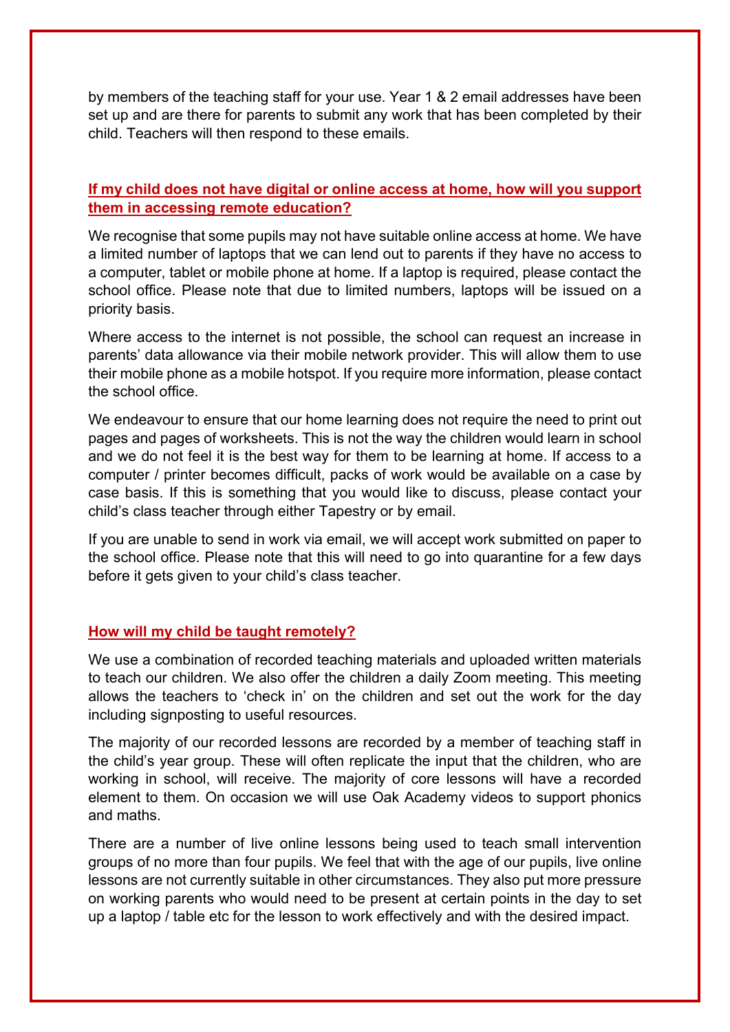by members of the teaching staff for your use. Year 1 & 2 email addresses have been set up and are there for parents to submit any work that has been completed by their child. Teachers will then respond to these emails.

## If my child does not have digital or online access at home, how will you support them in accessing remote education?

We recognise that some pupils may not have suitable online access at home. We have a limited number of laptops that we can lend out to parents if they have no access to a computer, tablet or mobile phone at home. If a laptop is required, please contact the school office. Please note that due to limited numbers, laptops will be issued on a priority basis.

Where access to the internet is not possible, the school can request an increase in parents' data allowance via their mobile network provider. This will allow them to use their mobile phone as a mobile hotspot. If you require more information, please contact the school office.

We endeavour to ensure that our home learning does not require the need to print out pages and pages of worksheets. This is not the way the children would learn in school and we do not feel it is the best way for them to be learning at home. If access to a computer / printer becomes difficult, packs of work would be available on a case by case basis. If this is something that you would like to discuss, please contact your child's class teacher through either Tapestry or by email.

If you are unable to send in work via email, we will accept work submitted on paper to the school office. Please note that this will need to go into quarantine for a few days before it gets given to your child's class teacher.

## How will my child be taught remotely?

We use a combination of recorded teaching materials and uploaded written materials to teach our children. We also offer the children a daily Zoom meeting. This meeting allows the teachers to 'check in' on the children and set out the work for the day including signposting to useful resources.

The majority of our recorded lessons are recorded by a member of teaching staff in the child's year group. These will often replicate the input that the children, who are working in school, will receive. The majority of core lessons will have a recorded element to them. On occasion we will use Oak Academy videos to support phonics and maths.

There are a number of live online lessons being used to teach small intervention groups of no more than four pupils. We feel that with the age of our pupils, live online lessons are not currently suitable in other circumstances. They also put more pressure on working parents who would need to be present at certain points in the day to set up a laptop / table etc for the lesson to work effectively and with the desired impact.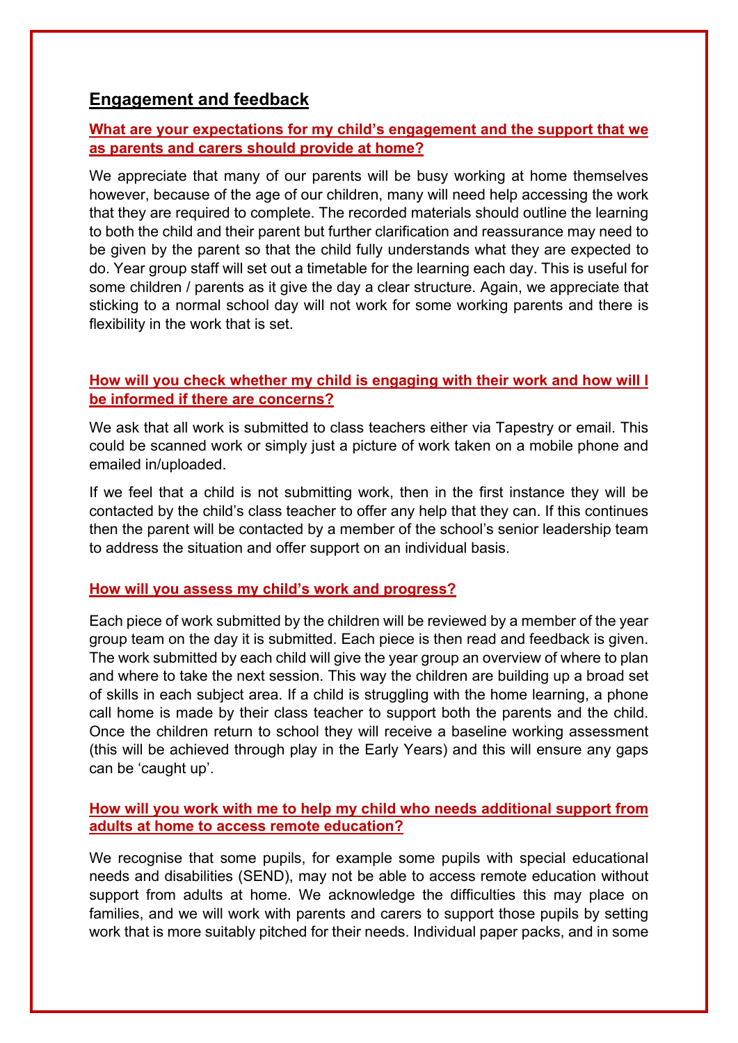## Engagement and feedback

### What are your expectations for my child's engagement and the support that we as parents and carers should provide at home?

We appreciate that many of our parents will be busy working at home themselves however, because of the age of our children, many will need help accessing the work that they are required to complete. The recorded materials should outline the learning to both the child and their parent but further clarification and reassurance may need to be given by the parent so that the child fully understands what they are expected to do. Year group staff will set out a timetable for the learning each day. This is useful for some children / parents as it give the day a clear structure. Again, we appreciate that sticking to a normal school day will not work for some working parents and there is flexibility in the work that is set.

### How will you check whether my child is engaging with their work and how will I be informed if there are concerns?

We ask that all work is submitted to class teachers either via Tapestry or email. This could be scanned work or simply just a picture of work taken on a mobile phone and emailed in/uploaded.

If we feel that a child is not submitting work, then in the first instance they will be contacted by the child's class teacher to offer any help that they can. If this continues then the parent will be contacted by a member of the school's senior leadership team to address the situation and offer support on an individual basis.

### How will you assess my child's work and progress?

Each piece of work submitted by the children will be reviewed by a member of the year group team on the day it is submitted. Each piece is then read and feedback is given. The work submitted by each child will give the year group an overview of where to plan and where to take the next session. This way the children are building up a broad set of skills in each subject area. If a child is struggling with the home learning, a phone call home is made by their class teacher to support both the parents and the child. Once the children return to school they will receive a baseline working assessment (this will be achieved through play in the Early Years) and this will ensure any gaps can be 'caught up'.

### How will you work with me to help my child who needs additional support from adults at home to access remote education?

We recognise that some pupils, for example some pupils with special educational needs and disabilities (SEND), may not be able to access remote education without support from adults at home. We acknowledge the difficulties this may place on families, and we will work with parents and carers to support those pupils by setting work that is more suitably pitched for their needs. Individual paper packs, and in some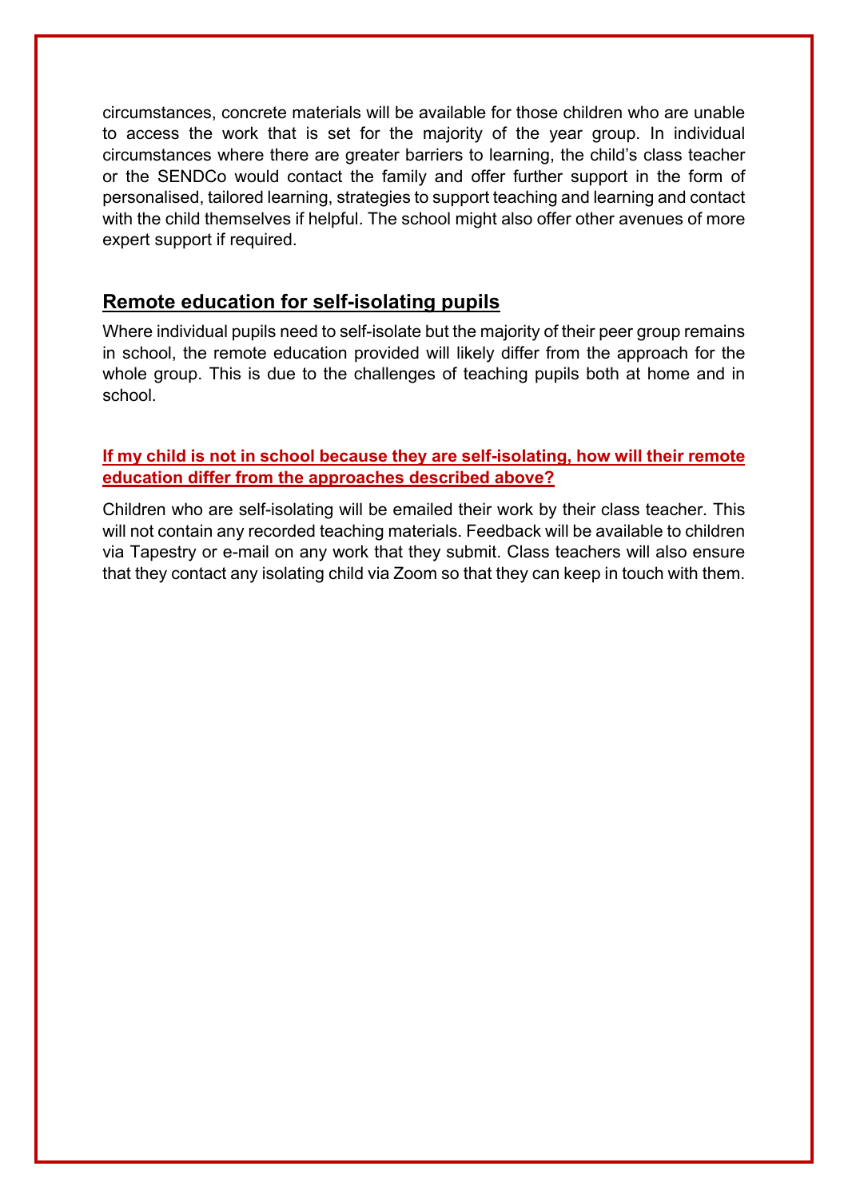circumstances, concrete materials will be available for those children who are unable to access the work that is set for the majority of the year group. In individual circumstances where there are greater barriers to learning, the child's class teacher or the SENDCo would contact the family and offer further support in the form of personalised, tailored learning, strategies to support teaching and learning and contact with the child themselves if helpful. The school might also offer other avenues of more expert support if required.

## Remote education for self-isolating pupils

Where individual pupils need to self-isolate but the majority of their peer group remains in school, the remote education provided will likely differ from the approach for the whole group. This is due to the challenges of teaching pupils both at home and in school.

### If my child is not in school because they are self-isolating, how will their remote education differ from the approaches described above?

Children who are self-isolating will be emailed their work by their class teacher. This will not contain any recorded teaching materials. Feedback will be available to children via Tapestry or e-mail on any work that they submit. Class teachers will also ensure that they contact any isolating child via Zoom so that they can keep in touch with them.